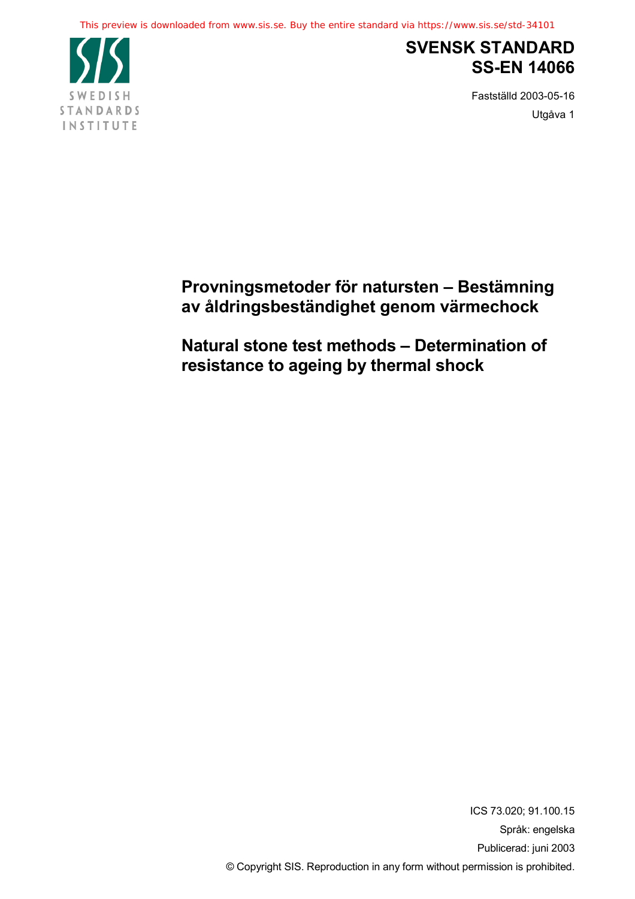# SVENSK STANDARD
# SS-EN 14066

Fastställd 2003-05-16

Utgåva 1

## Provningsmetoder för natursten – Bestämning av åldringsbeständighet genom värmechock

## Natural stone test methods – Determination of resistance to ageing by thermal shock

ICS 73.020; 91.100.15

Språk: engelska

Publicerad: juni 2003

© Copyright SIS. Reproduction in any form without permission is prohibited.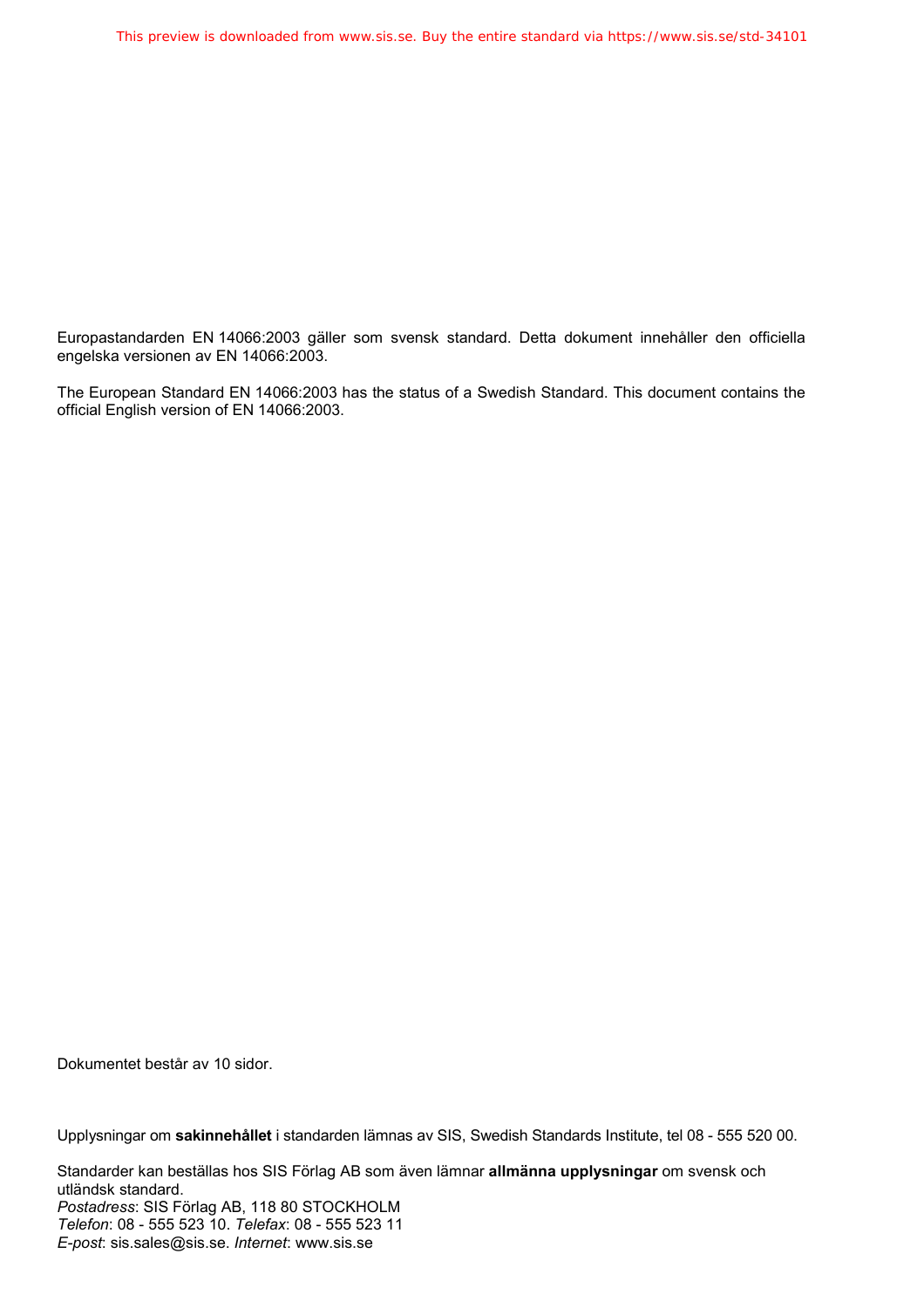Europastandarden EN 14066:2003 gäller som svensk standard. Detta dokument innehåller den officiella engelska versionen av EN 14066:2003.

The European Standard EN 14066:2003 has the status of a Swedish Standard. This document contains the official English version of EN 14066:2003.

Dokumentet består av 10 sidor.

Upplysningar om **sakinnehållet** i standarden lämnas av SIS, Swedish Standards Institute, tel 08 - 555 520 00.

Standarder kan beställas hos SIS Förlag AB som även lämnar **allmänna upplysningar** om svensk och utländsk standard.
*Postadress*: SIS Förlag AB, 118 80 STOCKHOLM
*Telefon*: 08 - 555 523 10. *Telefax*: 08 - 555 523 11
*E-post*: sis.sales@sis.se. *Internet*: www.sis.se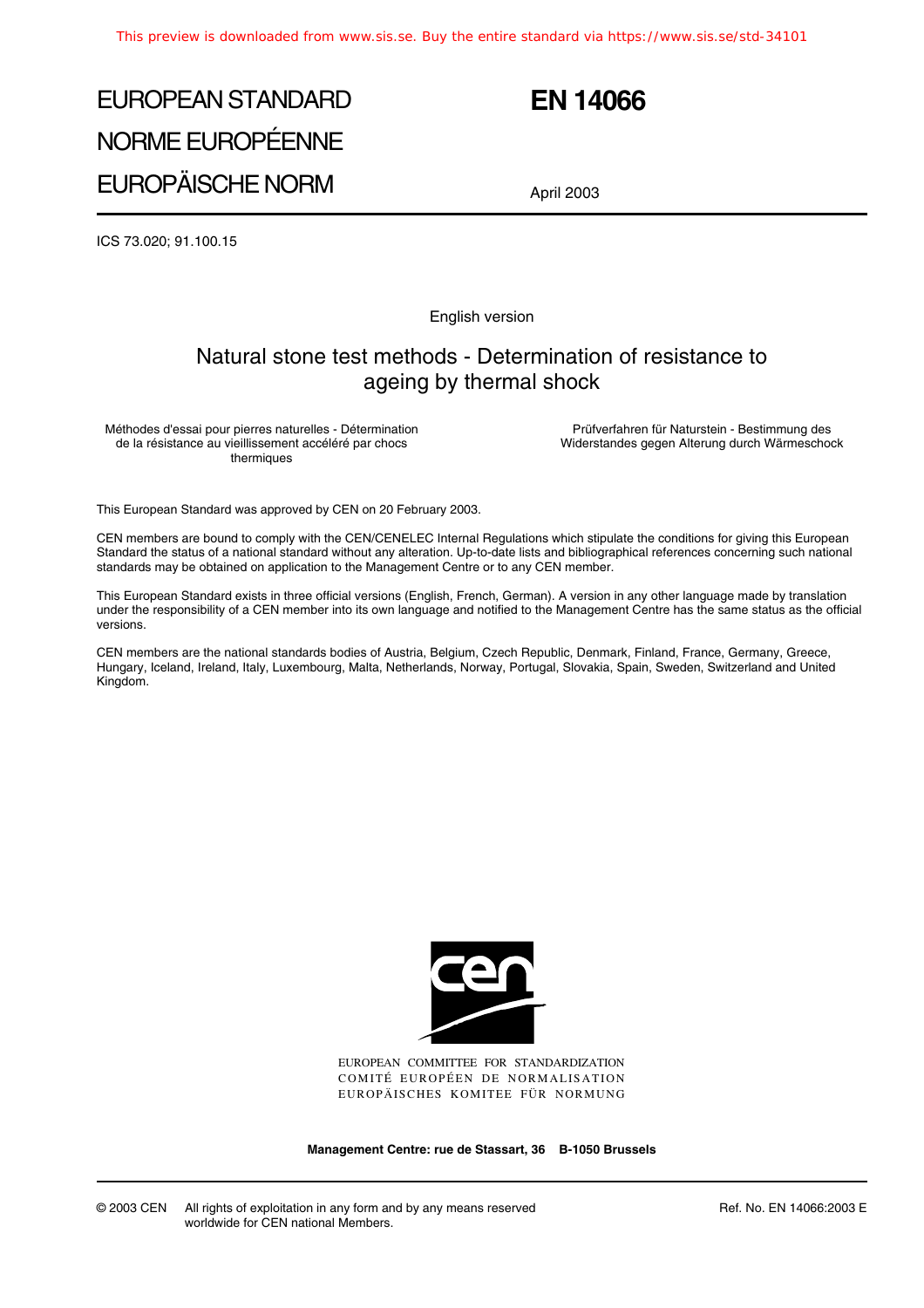# EUROPEAN STANDARD
# NORME EUROPÉENNE
# EUROPÄISCHE NORM

# EN 14066

April 2003

ICS 73.020; 91.100.15

English version

## Natural stone test methods - Determination of resistance to ageing by thermal shock

Méthodes d'essai pour pierres naturelles - Détermination de la résistance au vieillissement accéléré par chocs thermiques

Prüfverfahren für Naturstein - Bestimmung des Widerstandes gegen Alterung durch Wärmeschock

This European Standard was approved by CEN on 20 February 2003.

CEN members are bound to comply with the CEN/CENELEC Internal Regulations which stipulate the conditions for giving this European Standard the status of a national standard without any alteration. Up-to-date lists and bibliographical references concerning such national standards may be obtained on application to the Management Centre or to any CEN member.

This European Standard exists in three official versions (English, French, German). A version in any other language made by translation under the responsibility of a CEN member into its own language and notified to the Management Centre has the same status as the official versions.

CEN members are the national standards bodies of Austria, Belgium, Czech Republic, Denmark, Finland, France, Germany, Greece, Hungary, Iceland, Ireland, Italy, Luxembourg, Malta, Netherlands, Norway, Portugal, Slovakia, Spain, Sweden, Switzerland and United Kingdom.

EUROPEAN COMMITTEE FOR STANDARDIZATION
COMITÉ EUROPÉEN DE NORMALISATION
EUROPÄISCHES KOMITEE FÜR NORMUNG

**Management Centre: rue de Stassart, 36 B-1050 Brussels**

© 2003 CEN All rights of exploitation in any form and by any means reserved worldwide for CEN national Members.

Ref. No. EN 14066:2003 E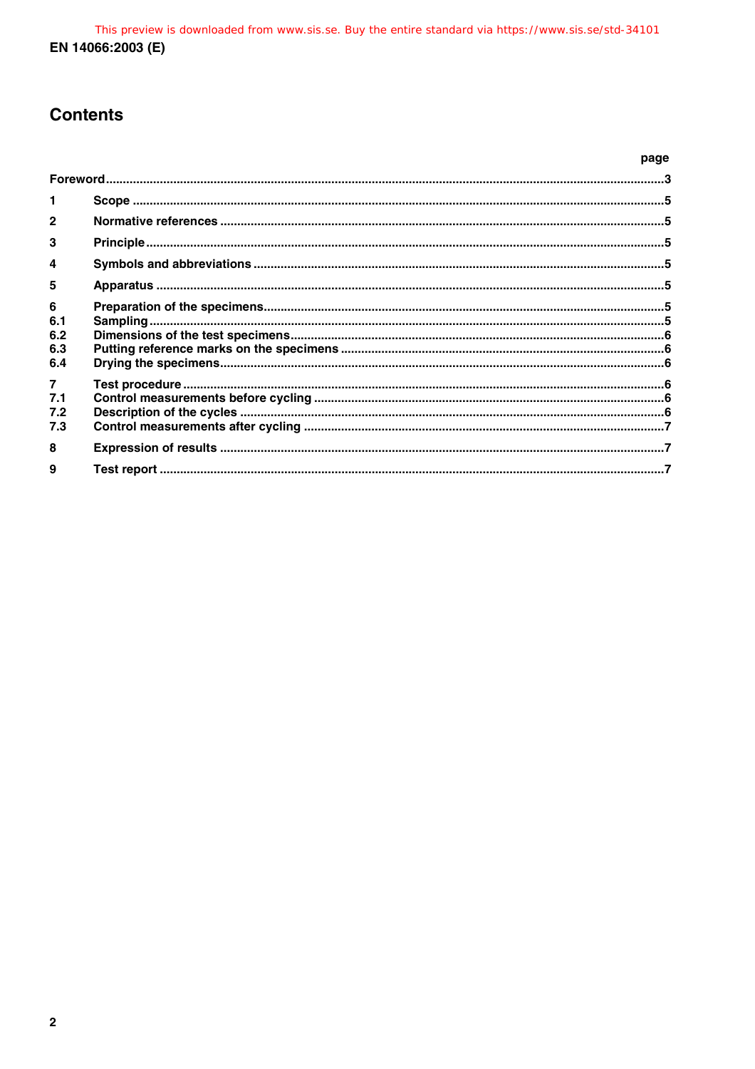# Contents

| | | page |
|---|---|---|
| Foreword | | 3 |
| 1 | Scope | 5 |
| 2 | Normative references | 5 |
| 3 | Principle | 5 |
| 4 | Symbols and abbreviations | 5 |
| 5 | Apparatus | 5 |
| 6 | Preparation of the specimens | 5 |
| 6.1 | Sampling | 5 |
| 6.2 | Dimensions of the test specimens | 6 |
| 6.3 | Putting reference marks on the specimens | 6 |
| 6.4 | Drying the specimens | 6 |
| 7 | Test procedure | 6 |
| 7.1 | Control measurements before cycling | 6 |
| 7.2 | Description of the cycles | 6 |
| 7.3 | Control measurements after cycling | 7 |
| 8 | Expression of results | 7 |
| 9 | Test report | 7 |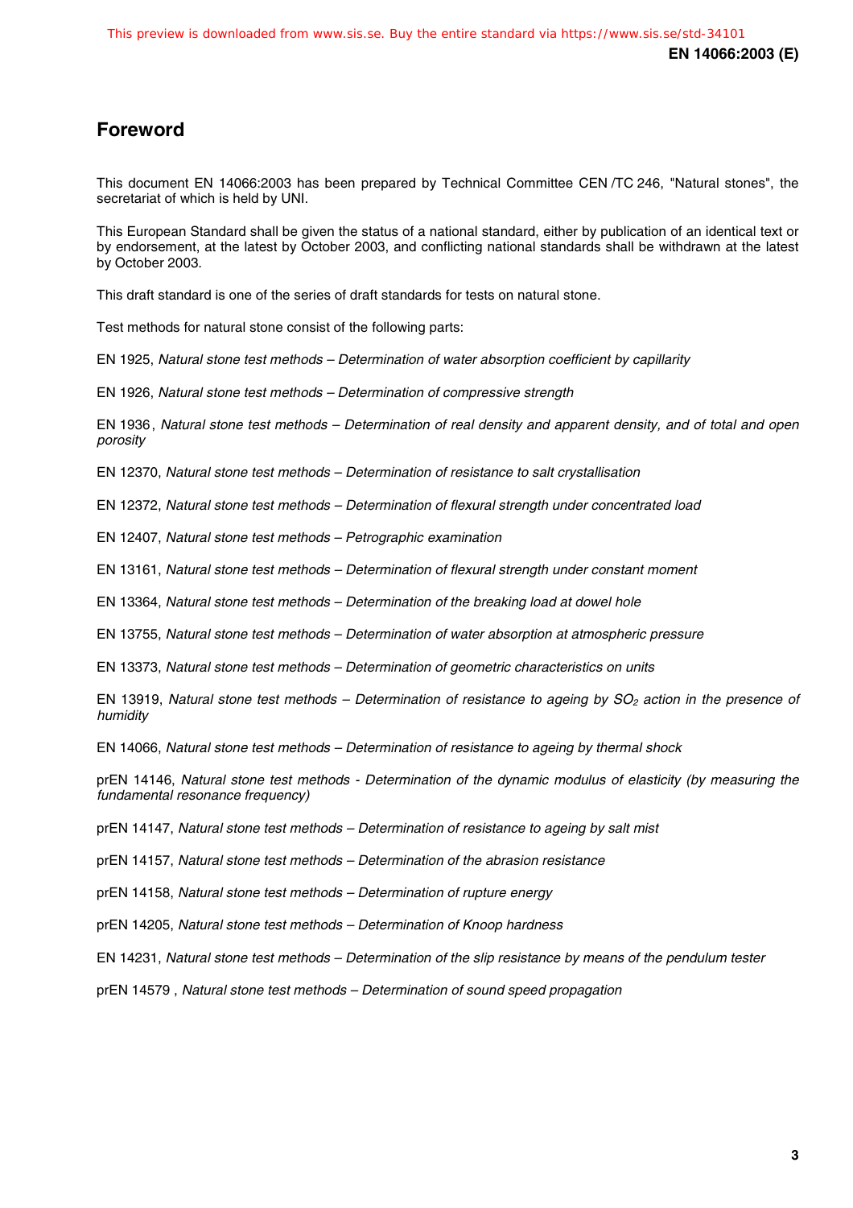# Foreword

This document EN 14066:2003 has been prepared by Technical Committee CEN /TC 246, "Natural stones", the secretariat of which is held by UNI.

This European Standard shall be given the status of a national standard, either by publication of an identical text or by endorsement, at the latest by October 2003, and conflicting national standards shall be withdrawn at the latest by October 2003.

This draft standard is one of the series of draft standards for tests on natural stone.

Test methods for natural stone consist of the following parts:

EN 1925, *Natural stone test methods – Determination of water absorption coefficient by capillarity*

EN 1926, *Natural stone test methods – Determination of compressive strength*

EN 1936, *Natural stone test methods – Determination of real density and apparent density, and of total and open porosity*

EN 12370, *Natural stone test methods – Determination of resistance to salt crystallisation*

EN 12372, *Natural stone test methods – Determination of flexural strength under concentrated load*

EN 12407, *Natural stone test methods – Petrographic examination*

EN 13161, *Natural stone test methods – Determination of flexural strength under constant moment*

EN 13364, *Natural stone test methods – Determination of the breaking load at dowel hole*

EN 13755, *Natural stone test methods – Determination of water absorption at atmospheric pressure*

EN 13373, *Natural stone test methods – Determination of geometric characteristics on units*

EN 13919, *Natural stone test methods – Determination of resistance to ageing by $SO_2$ action in the presence of humidity*

EN 14066, *Natural stone test methods – Determination of resistance to ageing by thermal shock*

prEN 14146, *Natural stone test methods - Determination of the dynamic modulus of elasticity (by measuring the fundamental resonance frequency)*

prEN 14147, *Natural stone test methods – Determination of resistance to ageing by salt mist*

prEN 14157, *Natural stone test methods – Determination of the abrasion resistance*

prEN 14158, *Natural stone test methods – Determination of rupture energy*

prEN 14205, *Natural stone test methods – Determination of Knoop hardness*

EN 14231, *Natural stone test methods – Determination of the slip resistance by means of the pendulum tester*

prEN 14579 , *Natural stone test methods – Determination of sound speed propagation*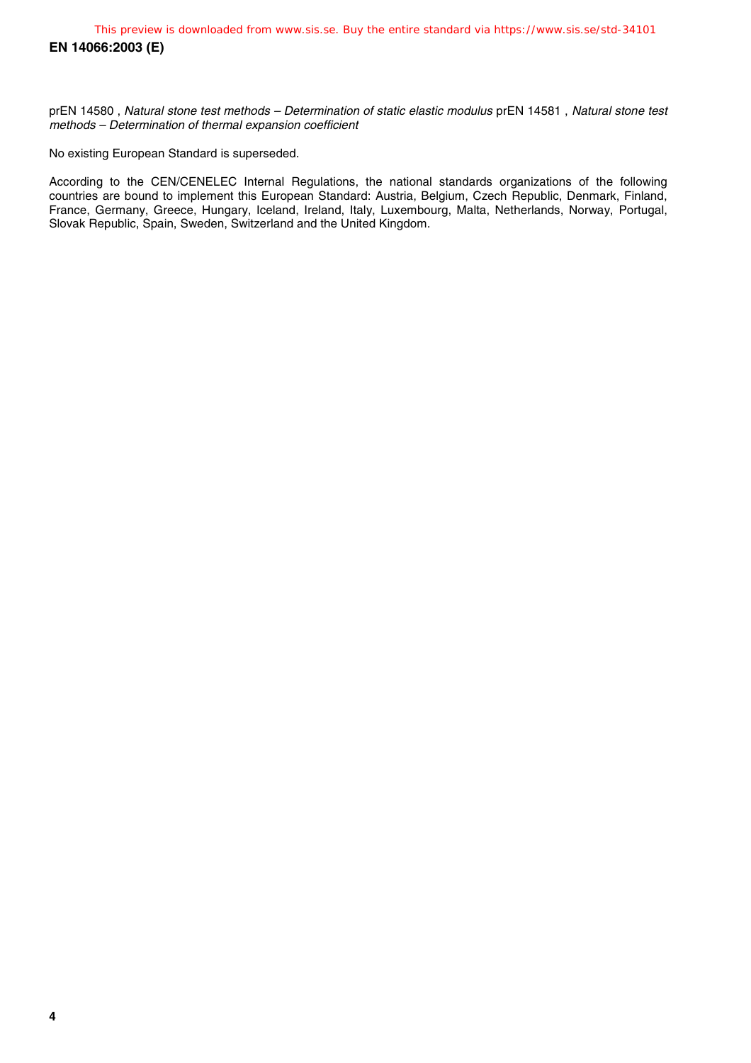prEN 14580 , *Natural stone test methods – Determination of static elastic modulus* prEN 14581 , *Natural stone test methods – Determination of thermal expansion coefficient*

No existing European Standard is superseded.

According to the CEN/CENELEC Internal Regulations, the national standards organizations of the following countries are bound to implement this European Standard: Austria, Belgium, Czech Republic, Denmark, Finland, France, Germany, Greece, Hungary, Iceland, Ireland, Italy, Luxembourg, Malta, Netherlands, Norway, Portugal, Slovak Republic, Spain, Sweden, Switzerland and the United Kingdom.